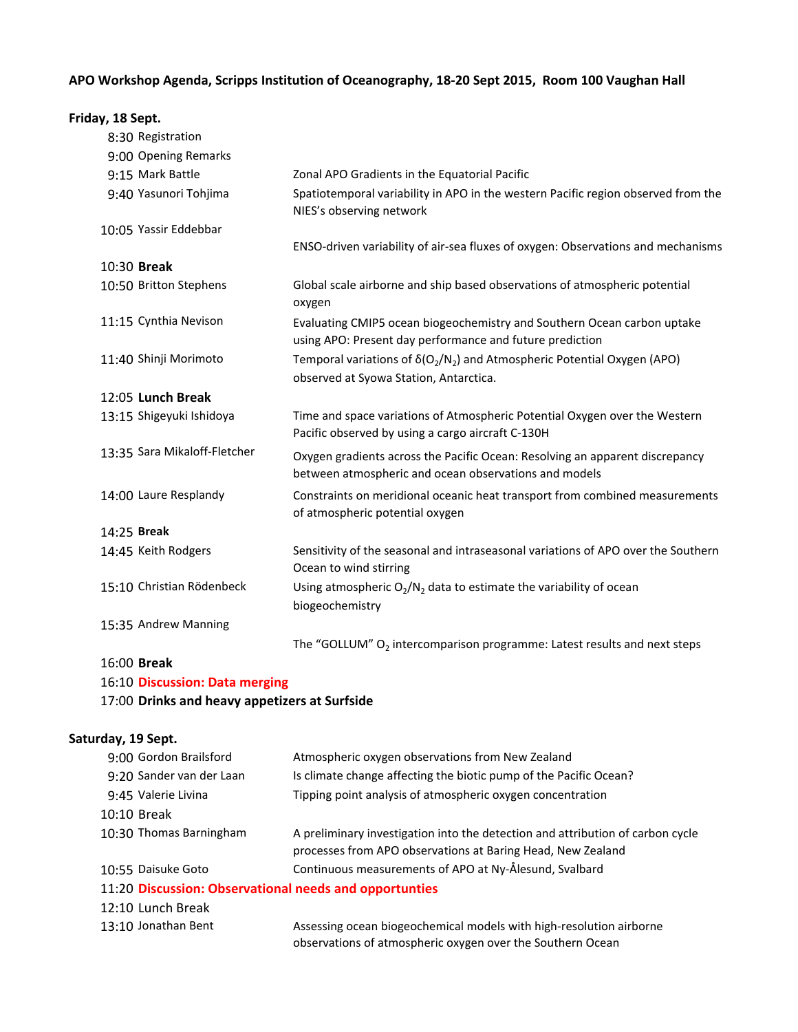**APO Workshop Agenda, Scripps Institution of Oceanography, 18-20 Sept 2015, Room 100 Vaughan Hall**

**Friday, 18 Sept.**

| Time | Speaker | Title |
|---|---|---|
| 8:30 | Registration | |
| 9:00 | Opening Remarks | |
| 9:15 | Mark Battle | Zonal APO Gradients in the Equatorial Pacific |
| 9:40 | Yasunori Tohjima | Spatiotemporal variability in APO in the western Pacific region observed from the NIES's observing network |
| 10:05 | Yassir Eddebbar | ENSO-driven variability of air-sea fluxes of oxygen: Observations and mechanisms |
| 10:30 | **Break** | |
| 10:50 | Britton Stephens | Global scale airborne and ship based observations of atmospheric potential oxygen |
| 11:15 | Cynthia Nevison | Evaluating CMIP5 ocean biogeochemistry and Southern Ocean carbon uptake using APO: Present day performance and future prediction |
| 11:40 | Shinji Morimoto | Temporal variations of $\delta(O_2/N_2)$ and Atmospheric Potential Oxygen (APO) observed at Syowa Station, Antarctica. |
| 12:05 | **Lunch Break** | |
| 13:15 | Shigeyuki Ishidoya | Time and space variations of Atmospheric Potential Oxygen over the Western Pacific observed by using a cargo aircraft C-130H |
| 13:35 | Sara Mikaloff-Fletcher | Oxygen gradients across the Pacific Ocean: Resolving an apparent discrepancy between atmospheric and ocean observations and models |
| 14:00 | Laure Resplandy | Constraints on meridional oceanic heat transport from combined measurements of atmospheric potential oxygen |
| 14:25 | **Break** | |
| 14:45 | Keith Rodgers | Sensitivity of the seasonal and intraseasonal variations of APO over the Southern Ocean to wind stirring |
| 15:10 | Christian Rödenbeck | Using atmospheric $O_2/N_2$ data to estimate the variability of ocean biogeochemistry |
| 15:35 | Andrew Manning | The "GOLLUM" $O_2$ intercomparison programme: Latest results and next steps |
| 16:00 | **Break** | |
| 16:10 | **Discussion: Data merging** | |
| 17:00 | **Drinks and heavy appetizers at Surfside** | |

**Saturday, 19 Sept.**

| Time | Speaker | Title |
|---|---|---|
| 9:00 | Gordon Brailsford | Atmospheric oxygen observations from New Zealand |
| 9:20 | Sander van der Laan | Is climate change affecting the biotic pump of the Pacific Ocean? |
| 9:45 | Valerie Livina | Tipping point analysis of atmospheric oxygen concentration |
| 10:10 | Break | |
| 10:30 | Thomas Barningham | A preliminary investigation into the detection and attribution of carbon cycle processes from APO observations at Baring Head, New Zealand |
| 10:55 | Daisuke Goto | Continuous measurements of APO at Ny-Ålesund, Svalbard |
| 11:20 | **Discussion: Observational needs and opportunties** | |
| 12:10 | Lunch Break | |
| 13:10 | Jonathan Bent | Assessing ocean biogeochemical models with high-resolution airborne observations of atmospheric oxygen over the Southern Ocean |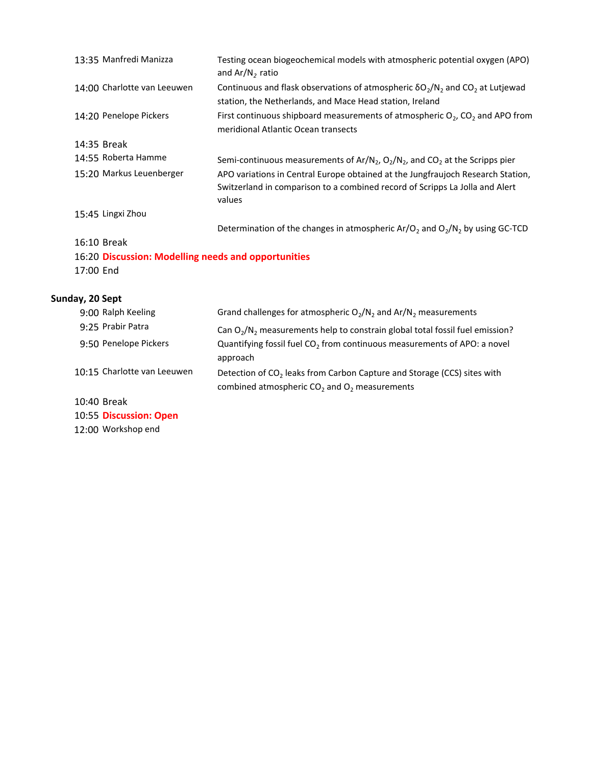| | | |
|---|---|---|
| 13:35 | Manfredi Manizza | Testing ocean biogeochemical models with atmospheric potential oxygen (APO) and $Ar/N_2$ ratio |
| 14:00 | Charlotte van Leeuwen | Continuous and flask observations of atmospheric $\delta O_2/N_2$ and $CO_2$ at Lutjewad station, the Netherlands, and Mace Head station, Ireland |
| 14:20 | Penelope Pickers | First continuous shipboard measurements of atmospheric $O_2$, $CO_2$ and APO from meridional Atlantic Ocean transects |
| 14:35 | Break | |
| 14:55 | Roberta Hamme | Semi-continuous measurements of $Ar/N_2$, $O_2/N_2$, and $CO_2$ at the Scripps pier |
| 15:20 | Markus Leuenberger | APO variations in Central Europe obtained at the Jungfraujoch Research Station, Switzerland in comparison to a combined record of Scripps La Jolla and Alert values |
| 15:45 | Lingxi Zhou | Determination of the changes in atmospheric $Ar/O_2$ and $O_2/N_2$ by using GC-TCD |
| 16:10 | Break | |
| 16:20 | **Discussion: Modelling needs and opportunities** | |
| 17:00 | End | |

**Sunday, 20 Sept**

| | | |
|---|---|---|
| 9:00 | Ralph Keeling | Grand challenges for atmospheric $O_2/N_2$ and $Ar/N_2$ measurements |
| 9:25 | Prabir Patra | Can $O_2/N_2$ measurements help to constrain global total fossil fuel emission? |
| 9:50 | Penelope Pickers | Quantifying fossil fuel $CO_2$ from continuous measurements of APO: a novel approach |
| 10:15 | Charlotte van Leeuwen | Detection of $CO_2$ leaks from Carbon Capture and Storage (CCS) sites with combined atmospheric $CO_2$ and $O_2$ measurements |
| 10:40 | Break | |
| 10:55 | **Discussion: Open** | |
| 12:00 | Workshop end | |